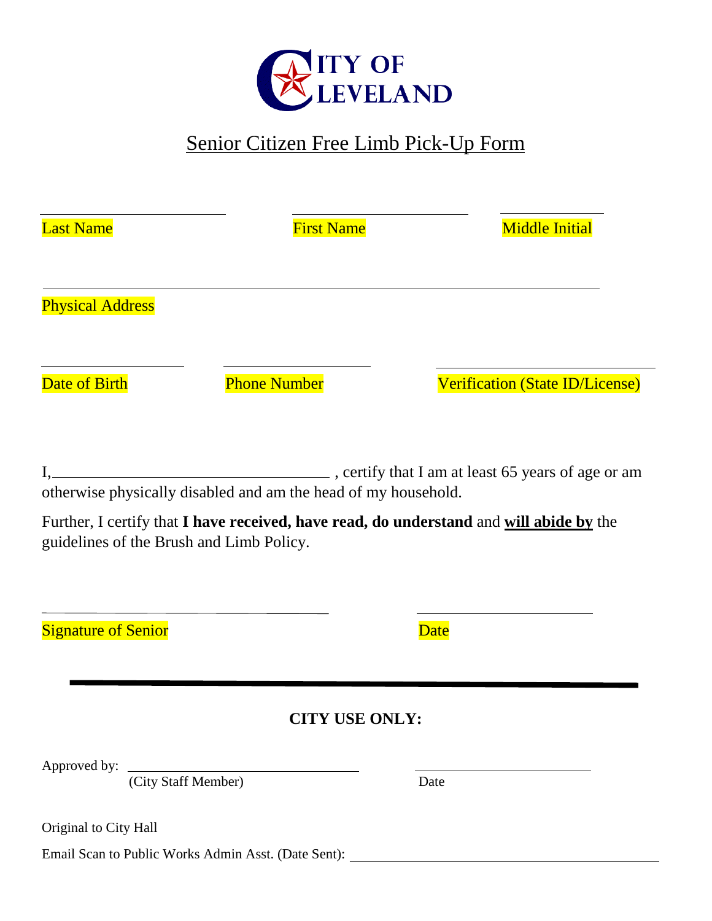CITY OF CLEVELAND

# Senior Citizen Free Limb Pick-Up Form

______________________ ______________________ ____________

Last Name First Name Middle Initial

_________________________________________________________________

Physical Address

________________ ________________ ______________________

Date of Birth Phone Number Verification (State ID/License)

I, ______________________________ , certify that I am at least 65 years of age or am otherwise physically disabled and am the head of my household.

Further, I certify that **I have received, have read, do understand** and **<u>will abide by</u>** the guidelines of the Brush and Limb Policy.

__________________________________ ____________________

Signature of Senior Date

---

**CITY USE ONLY:**

Approved by: __________________________ ____________________

(City Staff Member) Date

Original to City Hall

Email Scan to Public Works Admin Asst. (Date Sent): ______________________________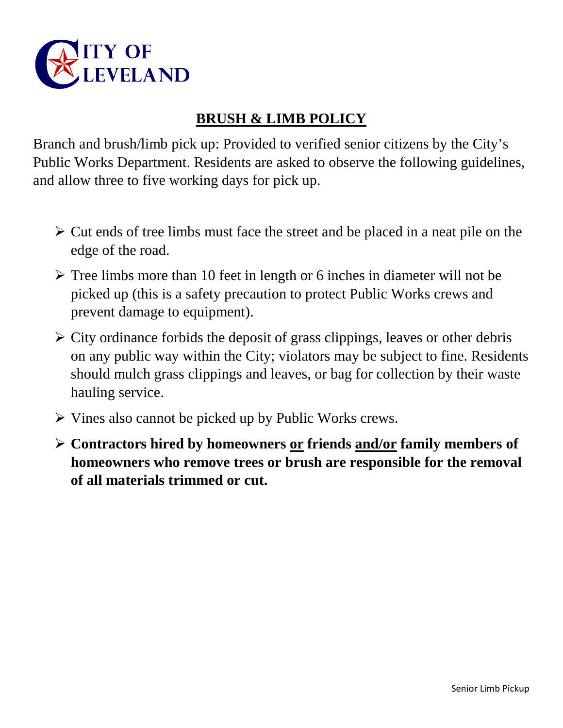CITY OF CLEVELAND

# BRUSH & LIMB POLICY

Branch and brush/limb pick up: Provided to verified senior citizens by the City's Public Works Department. Residents are asked to observe the following guidelines, and allow three to five working days for pick up.

- Cut ends of tree limbs must face the street and be placed in a neat pile on the edge of the road.
- Tree limbs more than 10 feet in length or 6 inches in diameter will not be picked up (this is a safety precaution to protect Public Works crews and prevent damage to equipment).
- City ordinance forbids the deposit of grass clippings, leaves or other debris on any public way within the City; violators may be subject to fine. Residents should mulch grass clippings and leaves, or bag for collection by their waste hauling service.
- Vines also cannot be picked up by Public Works crews.
- **Contractors hired by homeowners <u>or</u> friends <u>and/or</u> family members of homeowners who remove trees or brush are responsible for the removal of all materials trimmed or cut.**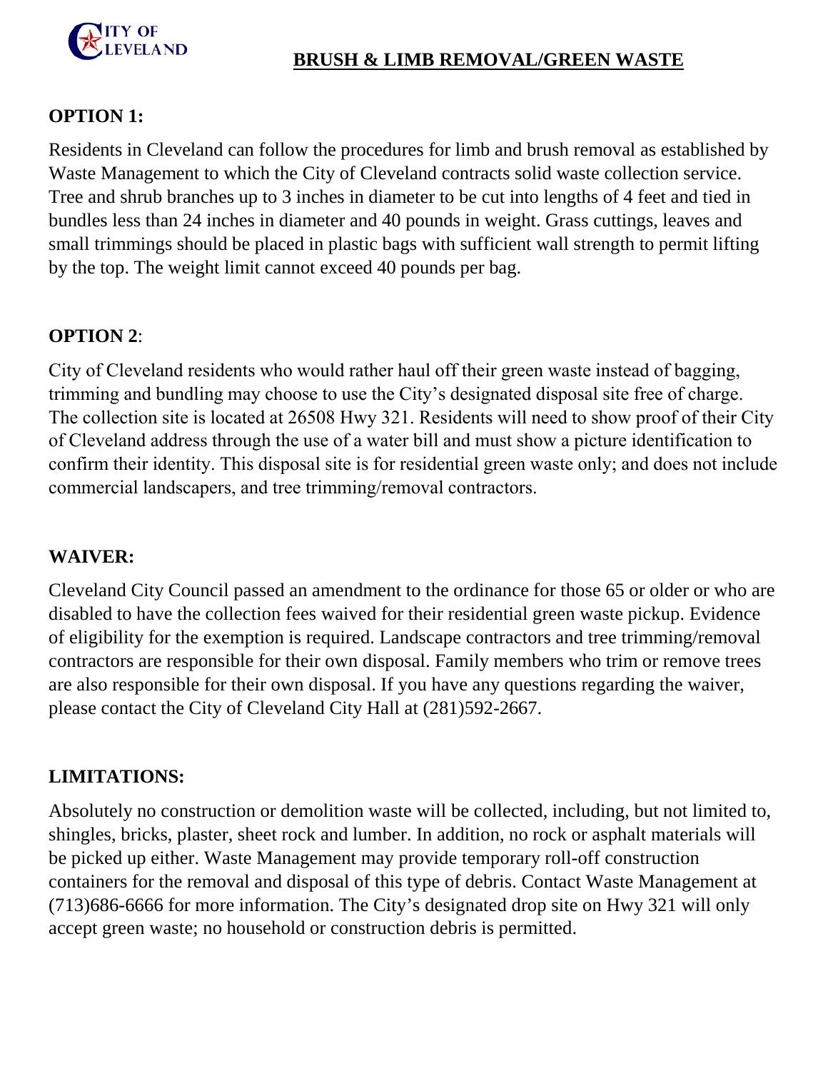CITY OF CLEVELAND

# BRUSH & LIMB REMOVAL/GREEN WASTE

**OPTION 1:**

Residents in Cleveland can follow the procedures for limb and brush removal as established by Waste Management to which the City of Cleveland contracts solid waste collection service. Tree and shrub branches up to 3 inches in diameter to be cut into lengths of 4 feet and tied in bundles less than 24 inches in diameter and 40 pounds in weight. Grass cuttings, leaves and small trimmings should be placed in plastic bags with sufficient wall strength to permit lifting by the top. The weight limit cannot exceed 40 pounds per bag.

**OPTION 2**:

City of Cleveland residents who would rather haul off their green waste instead of bagging, trimming and bundling may choose to use the City's designated disposal site free of charge. The collection site is located at 26508 Hwy 321. Residents will need to show proof of their City of Cleveland address through the use of a water bill and must show a picture identification to confirm their identity. This disposal site is for residential green waste only; and does not include commercial landscapers, and tree trimming/removal contractors.

**WAIVER:**

Cleveland City Council passed an amendment to the ordinance for those 65 or older or who are disabled to have the collection fees waived for their residential green waste pickup. Evidence of eligibility for the exemption is required. Landscape contractors and tree trimming/removal contractors are responsible for their own disposal. Family members who trim or remove trees are also responsible for their own disposal. If you have any questions regarding the waiver, please contact the City of Cleveland City Hall at (281)592-2667.

**LIMITATIONS:**

Absolutely no construction or demolition waste will be collected, including, but not limited to, shingles, bricks, plaster, sheet rock and lumber. In addition, no rock or asphalt materials will be picked up either. Waste Management may provide temporary roll-off construction containers for the removal and disposal of this type of debris. Contact Waste Management at (713)686-6666 for more information. The City's designated drop site on Hwy 321 will only accept green waste; no household or construction debris is permitted.